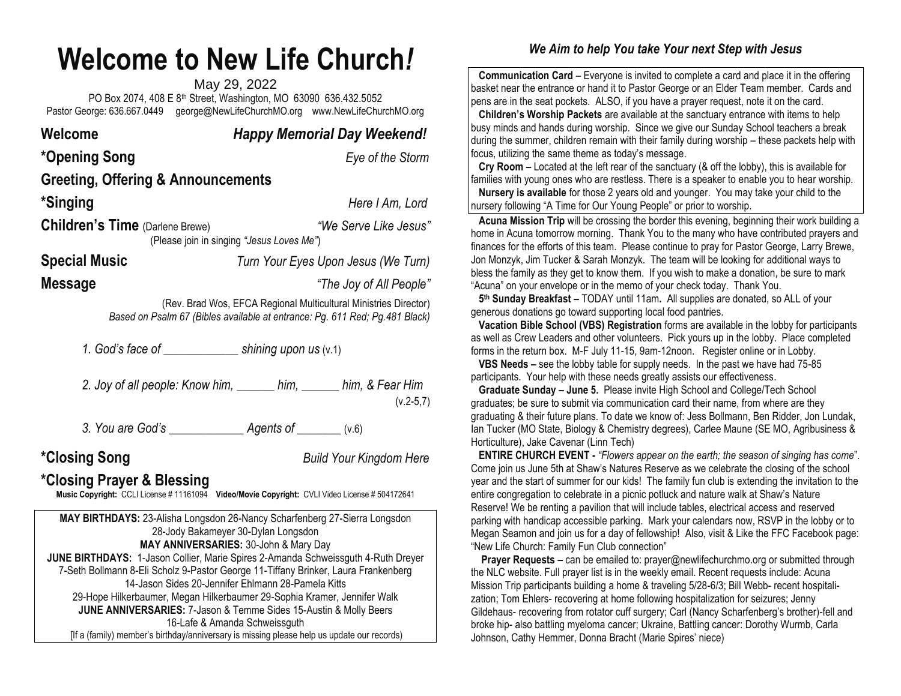# Welcome to New Life Church*!*

May 29, 2022

PO Box 2074, 408 E 8th Street, Washington, MO 63090 636.432.5052

Pastor George: 636.667.0449 george@NewLifeChurchMO.org www.NewLifeChurchMO.org

**Welcome** ***Happy Memorial Day Weekend!***

**\*Opening Song** *Eye of the Storm*

**Greeting, Offering & Announcements**

**\*Singing** *Here I Am, Lord*

**Children's Time** (Darlene Brewe) *"We Serve Like Jesus"*

(Please join in singing *"Jesus Loves Me"*)

**Special Music** *Turn Your Eyes Upon Jesus (We Turn)*

**Message** *"The Joy of All People"*

(Rev. Brad Wos, EFCA Regional Multicultural Ministries Director)

*Based on Psalm 67 (Bibles available at entrance: Pg. 611 Red; Pg.481 Black)*

*1. God's face of ____________ shining upon us* (v.1)

*2. Joy of all people: Know him, ______ him, ______ him, & Fear Him* (v.2-5,7)

*3. You are God's ____________ Agents of _______* (v.6)

**\*Closing Song** *Build Your Kingdom Here*

**\*Closing Prayer & Blessing**

**Music Copyright:** CCLI License # 11161094 **Video/Movie Copyright:** CVLI Video License # 504172641

**MAY BIRTHDAYS:** 23-Alisha Longsdon 26-Nancy Scharfenberg 27-Sierra Longsdon 28-Jody Bakameyer 30-Dylan Longsdon

**MAY ANNIVERSARIES:** 30-John & Mary Day

**JUNE BIRTHDAYS:** 1-Jason Collier, Marie Spires 2-Amanda Schweissguth 4-Ruth Dreyer 7-Seth Bollmann 8-Eli Scholz 9-Pastor George 11-Tiffany Brinker, Laura Frankenberg 14-Jason Sides 20-Jennifer Ehlmann 28-Pamela Kitts 29-Hope Hilkerbaumer, Megan Hilkerbaumer 29-Sophia Kramer, Jennifer Walk

**JUNE ANNIVERSARIES:** 7-Jason & Temme Sides 15-Austin & Molly Beers 16-Lafe & Amanda Schweissguth

[If a (family) member's birthday/anniversary is missing please help us update our records)

### *We Aim to help You take Your next Step with Jesus*

**Communication Card** – Everyone is invited to complete a card and place it in the offering basket near the entrance or hand it to Pastor George or an Elder Team member. Cards and pens are in the seat pockets. ALSO, if you have a prayer request, note it on the card.

**Children's Worship Packets** are available at the sanctuary entrance with items to help busy minds and hands during worship. Since we give our Sunday School teachers a break during the summer, children remain with their family during worship – these packets help with focus, utilizing the same theme as today's message.

**Cry Room –** Located at the left rear of the sanctuary (& off the lobby), this is available for families with young ones who are restless. There is a speaker to enable you to hear worship.

**Nursery is available** for those 2 years old and younger. You may take your child to the nursery following "A Time for Our Young People" or prior to worship.

**Acuna Mission Trip** will be crossing the border this evening, beginning their work building a home in Acuna tomorrow morning. Thank You to the many who have contributed prayers and finances for the efforts of this team. Please continue to pray for Pastor George, Larry Brewe, Jon Monzyk, Jim Tucker & Sarah Monzyk. The team will be looking for additional ways to bless the family as they get to know them. If you wish to make a donation, be sure to mark "Acuna" on your envelope or in the memo of your check today. Thank You.

**5th Sunday Breakfast –** TODAY until 11am**.** All supplies are donated, so ALL of your generous donations go toward supporting local food pantries.

**Vacation Bible School (VBS) Registration** forms are available in the lobby for participants as well as Crew Leaders and other volunteers. Pick yours up in the lobby. Place completed forms in the return box. M-F July 11-15, 9am-12noon. Register online or in Lobby.

**VBS Needs –** see the lobby table for supply needs. In the past we have had 75-85 participants. Your help with these needs greatly assists our effectiveness.

**Graduate Sunday – June 5.** Please invite High School and College/Tech School graduates; be sure to submit via communication card their name, from where are they graduating & their future plans. To date we know of: Jess Bollmann, Ben Ridder, Jon Lundak, Ian Tucker (MO State, Biology & Chemistry degrees), Carlee Maune (SE MO, Agribusiness & Horticulture), Jake Cavenar (Linn Tech)

**ENTIRE CHURCH EVENT -** *"Flowers appear on the earth; the season of singing has come*". Come join us June 5th at Shaw's Natures Reserve as we celebrate the closing of the school year and the start of summer for our kids! The family fun club is extending the invitation to the entire congregation to celebrate in a picnic potluck and nature walk at Shaw's Nature Reserve! We be renting a pavilion that will include tables, electrical access and reserved parking with handicap accessible parking. Mark your calendars now, RSVP in the lobby or to Megan Seamon and join us for a day of fellowship! Also, visit & Like the FFC Facebook page: "New Life Church: Family Fun Club connection"

**Prayer Requests –** can be emailed to: prayer@newlifechurchmo.org or submitted through the NLC website. Full prayer list is in the weekly email. Recent requests include: Acuna Mission Trip participants building a home & traveling 5/28-6/3; Bill Webb- recent hospitalization; Tom Ehlers- recovering at home following hospitalization for seizures; Jenny Gildehaus- recovering from rotator cuff surgery; Carl (Nancy Scharfenberg's brother)-fell and broke hip- also battling myeloma cancer; Ukraine, Battling cancer: Dorothy Wurmb, Carla Johnson, Cathy Hemmer, Donna Bracht (Marie Spires' niece)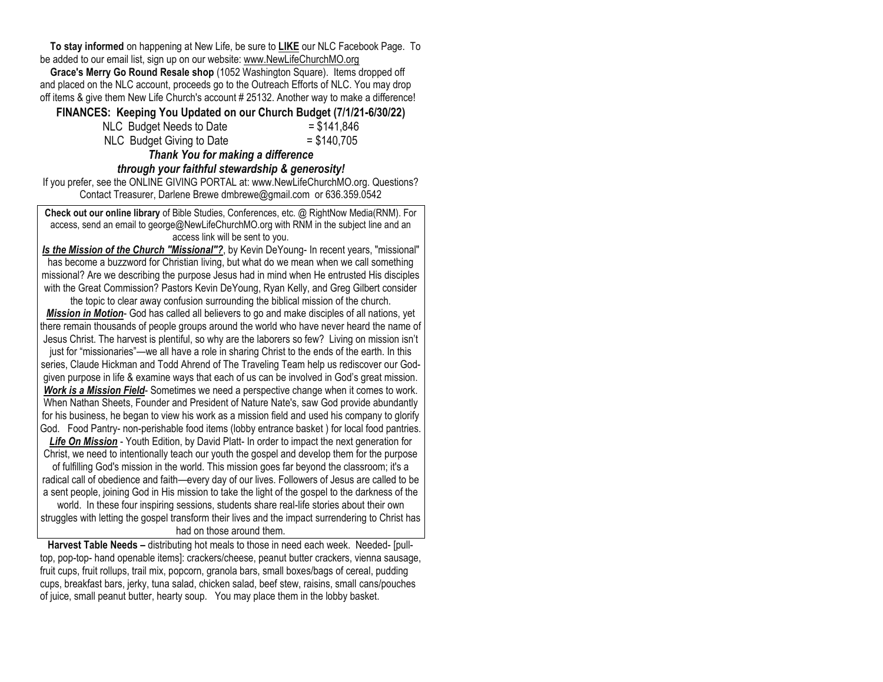**To stay informed** on happening at New Life, be sure to **LIKE** our NLC Facebook Page. To be added to our email list, sign up on our website: www.NewLifeChurchMO.org

**Grace's Merry Go Round Resale shop** (1052 Washington Square). Items dropped off and placed on the NLC account, proceeds go to the Outreach Efforts of NLC. You may drop off items & give them New Life Church's account # 25132. Another way to make a difference!

## FINANCES: Keeping You Updated on our Church Budget (7/1/21-6/30/22)

| | |
|---|---|
| NLC Budget Needs to Date | = $141,846 |
| NLC Budget Giving to Date | = $140,705 |

***Thank You for making a difference through your faithful stewardship & generosity!***

If you prefer, see the ONLINE GIVING PORTAL at: www.NewLifeChurchMO.org. Questions? Contact Treasurer, Darlene Brewe dmbrewe@gmail.com or 636.359.0542

**Check out our online library** of Bible Studies, Conferences, etc. @ RightNow Media(RNM). For access, send an email to george@NewLifeChurchMO.org with RNM in the subject line and an access link will be sent to you.

***Is the Mission of the Church "Missional"?***, by Kevin DeYoung- In recent years, "missional" has become a buzzword for Christian living, but what do we mean when we call something missional? Are we describing the purpose Jesus had in mind when He entrusted His disciples with the Great Commission? Pastors Kevin DeYoung, Ryan Kelly, and Greg Gilbert consider the topic to clear away confusion surrounding the biblical mission of the church.

***Mission in Motion***- God has called all believers to go and make disciples of all nations, yet there remain thousands of people groups around the world who have never heard the name of Jesus Christ. The harvest is plentiful, so why are the laborers so few? Living on mission isn't just for "missionaries"—we all have a role in sharing Christ to the ends of the earth. In this series, Claude Hickman and Todd Ahrend of The Traveling Team help us rediscover our God-given purpose in life & examine ways that each of us can be involved in God's great mission.

***Work is a Mission Field***- Sometimes we need a perspective change when it comes to work. When Nathan Sheets, Founder and President of Nature Nate's, saw God provide abundantly for his business, he began to view his work as a mission field and used his company to glorify God. Food Pantry- non-perishable food items (lobby entrance basket ) for local food pantries.

***Life On Mission*** - Youth Edition, by David Platt- In order to impact the next generation for Christ, we need to intentionally teach our youth the gospel and develop them for the purpose of fulfilling God's mission in the world. This mission goes far beyond the classroom; it's a radical call of obedience and faith—every day of our lives. Followers of Jesus are called to be a sent people, joining God in His mission to take the light of the gospel to the darkness of the world. In these four inspiring sessions, students share real-life stories about their own struggles with letting the gospel transform their lives and the impact surrendering to Christ has had on those around them.

**Harvest Table Needs –** distributing hot meals to those in need each week. Needed- [pull-top, pop-top- hand openable items]: crackers/cheese, peanut butter crackers, vienna sausage, fruit cups, fruit rollups, trail mix, popcorn, granola bars, small boxes/bags of cereal, pudding cups, breakfast bars, jerky, tuna salad, chicken salad, beef stew, raisins, small cans/pouches of juice, small peanut butter, hearty soup. You may place them in the lobby basket.